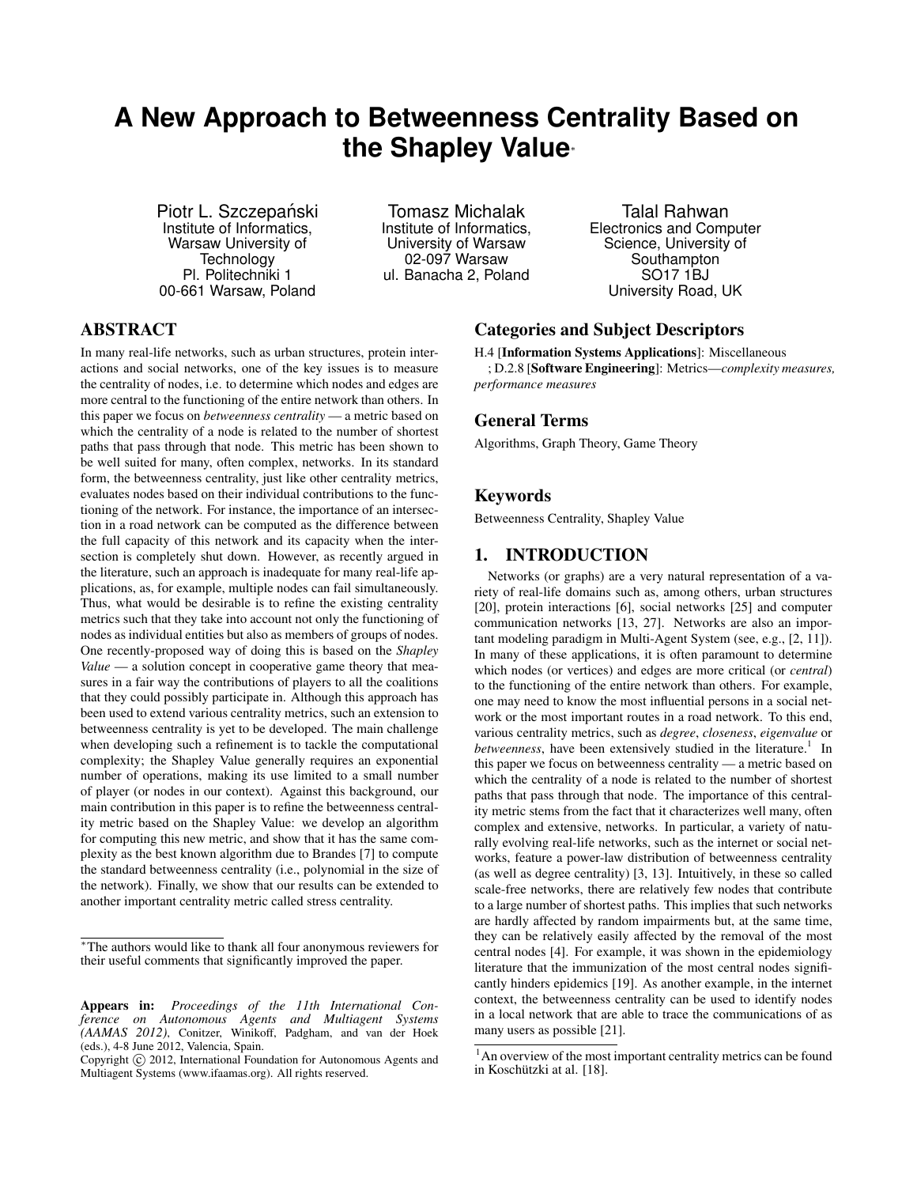# A New Approach to Betweenness Centrality Based on the Shapley Value[*]

Piotr L. Szczepański
Institute of Informatics,
Warsaw University of Technology
Pl. Politechniki 1
00-661 Warsaw, Poland

Tomasz Michalak
Institute of Informatics,
University of Warsaw
02-097 Warsaw
ul. Banacha 2, Poland

Talal Rahwan
Electronics and Computer Science, University of Southampton
SO17 1BJ
University Road, UK

## ABSTRACT

In many real-life networks, such as urban structures, protein interactions and social networks, one of the key issues is to measure the centrality of nodes, i.e. to determine which nodes and edges are more central to the functioning of the entire network than others. In this paper we focus on *betweenness centrality* — a metric based on which the centrality of a node is related to the number of shortest paths that pass through that node. This metric has been shown to be well suited for many, often complex, networks. In its standard form, the betweenness centrality, just like other centrality metrics, evaluates nodes based on their individual contributions to the functioning of the network. For instance, the importance of an intersection in a road network can be computed as the difference between the full capacity of this network and its capacity when the intersection is completely shut down. However, as recently argued in the literature, such an approach is inadequate for many real-life applications, as, for example, multiple nodes can fail simultaneously. Thus, what would be desirable is to refine the existing centrality metrics such that they take into account not only the functioning of nodes as individual entities but also as members of groups of nodes. One recently-proposed way of doing this is based on the *Shapley Value* — a solution concept in cooperative game theory that measures in a fair way the contributions of players to all the coalitions that they could possibly participate in. Although this approach has been used to extend various centrality metrics, such an extension to betweenness centrality is yet to be developed. The main challenge when developing such a refinement is to tackle the computational complexity; the Shapley Value generally requires an exponential number of operations, making its use limited to a small number of player (or nodes in our context). Against this background, our main contribution in this paper is to refine the betweenness centrality metric based on the Shapley Value: we develop an algorithm for computing this new metric, and show that it has the same complexity as the best known algorithm due to Brandes [7] to compute the standard betweenness centrality (i.e., polynomial in the size of the network). Finally, we show that our results can be extended to another important centrality metric called stress centrality.

[*]The authors would like to thank all four anonymous reviewers for their useful comments that significantly improved the paper.

**Appears in:** *Proceedings of the 11th International Conference on Autonomous Agents and Multiagent Systems (AAMAS 2012)*, Conitzer, Winikoff, Padgham, and van der Hoek (eds.), 4-8 June 2012, Valencia, Spain.
Copyright © 2012, International Foundation for Autonomous Agents and Multiagent Systems (www.ifaamas.org). All rights reserved.

## Categories and Subject Descriptors

H.4 [**Information Systems Applications**]: Miscellaneous
; D.2.8 [**Software Engineering**]: Metrics—*complexity measures, performance measures*

## General Terms

Algorithms, Graph Theory, Game Theory

## Keywords

Betweenness Centrality, Shapley Value

## 1. INTRODUCTION

Networks (or graphs) are a very natural representation of a variety of real-life domains such as, among others, urban structures [20], protein interactions [6], social networks [25] and computer communication networks [13, 27]. Networks are also an important modeling paradigm in Multi-Agent System (see, e.g., [2, 11]). In many of these applications, it is often paramount to determine which nodes (or vertices) and edges are more critical (or *central*) to the functioning of the entire network than others. For example, one may need to know the most influential persons in a social network or the most important routes in a road network. To this end, various centrality metrics, such as *degree*, *closeness*, *eigenvalue* or *betweenness*, have been extensively studied in the literature.[1] In this paper we focus on betweenness centrality — a metric based on which the centrality of a node is related to the number of shortest paths that pass through that node. The importance of this centrality metric stems from the fact that it characterizes well many, often complex and extensive, networks. In particular, a variety of naturally evolving real-life networks, such as the internet or social networks, feature a power-law distribution of betweenness centrality (as well as degree centrality) [3, 13]. Intuitively, in these so called scale-free networks, there are relatively few nodes that contribute to a large number of shortest paths. This implies that such networks are hardly affected by random impairments but, at the same time, they can be relatively easily affected by the removal of the most central nodes [4]. For example, it was shown in the epidemiology literature that the immunization of the most central nodes significantly hinders epidemics [19]. As another example, in the internet context, the betweenness centrality can be used to identify nodes in a local network that are able to trace the communications of as many users as possible [21].

[1]An overview of the most important centrality metrics can be found in Koschützki at al. [18].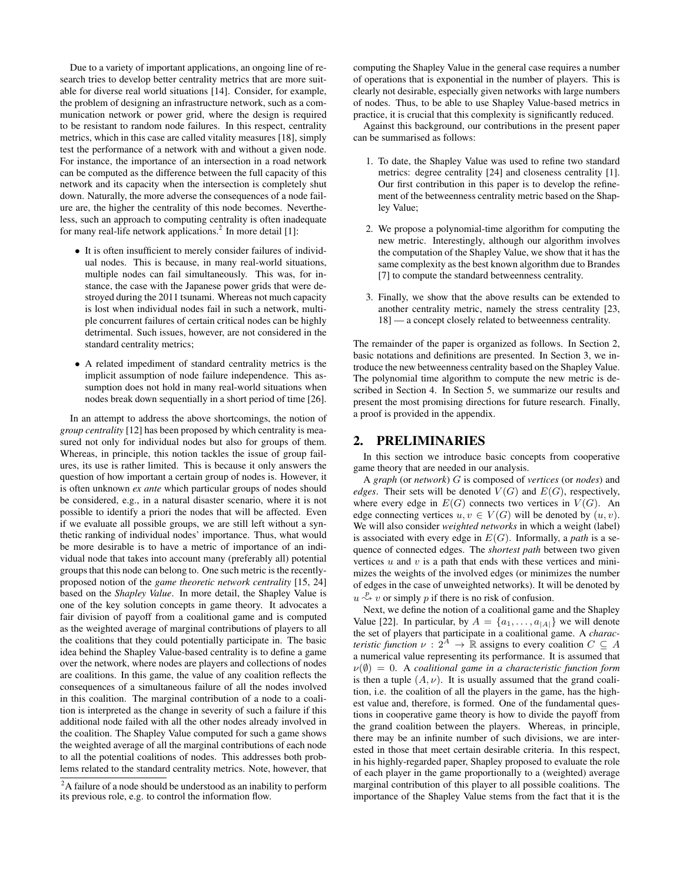Due to a variety of important applications, an ongoing line of research tries to develop better centrality metrics that are more suitable for diverse real world situations [14]. Consider, for example, the problem of designing an infrastructure network, such as a communication network or power grid, where the design is required to be resistant to random node failures. In this respect, centrality metrics, which in this case are called vitality measures [18], simply test the performance of a network with and without a given node. For instance, the importance of an intersection in a road network can be computed as the difference between the full capacity of this network and its capacity when the intersection is completely shut down. Naturally, the more adverse the consequences of a node failure are, the higher the centrality of this node becomes. Nevertheless, such an approach to computing centrality is often inadequate for many real-life network applications.[2] In more detail [1]:

- It is often insufficient to merely consider failures of individual nodes. This is because, in many real-world situations, multiple nodes can fail simultaneously. This was, for instance, the case with the Japanese power grids that were destroyed during the 2011 tsunami. Whereas not much capacity is lost when individual nodes fail in such a network, multiple concurrent failures of certain critical nodes can be highly detrimental. Such issues, however, are not considered in the standard centrality metrics;
- A related impediment of standard centrality metrics is the implicit assumption of node failure independence. This assumption does not hold in many real-world situations when nodes break down sequentially in a short period of time [26].

In an attempt to address the above shortcomings, the notion of *group centrality* [12] has been proposed by which centrality is measured not only for individual nodes but also for groups of them. Whereas, in principle, this notion tackles the issue of group failures, its use is rather limited. This is because it only answers the question of how important a certain group of nodes is. However, it is often unknown *ex ante* which particular groups of nodes should be considered, e.g., in a natural disaster scenario, where it is not possible to identify a priori the nodes that will be affected. Even if we evaluate all possible groups, we are still left without a synthetic ranking of individual nodes' importance. Thus, what would be more desirable is to have a metric of importance of an individual node that takes into account many (preferably all) potential groups that this node can belong to. One such metric is the recently-proposed notion of the *game theoretic network centrality* [15, 24] based on the *Shapley Value*. In more detail, the Shapley Value is one of the key solution concepts in game theory. It advocates a fair division of payoff from a coalitional game and is computed as the weighted average of marginal contributions of players to all the coalitions that they could potentially participate in. The basic idea behind the Shapley Value-based centrality is to define a game over the network, where nodes are players and collections of nodes are coalitions. In this game, the value of any coalition reflects the consequences of a simultaneous failure of all the nodes involved in this coalition. The marginal contribution of a node to a coalition is interpreted as the change in severity of such a failure if this additional node failed with all the other nodes already involved in the coalition. The Shapley Value computed for such a game shows the weighted average of all the marginal contributions of each node to all the potential coalitions of nodes. This addresses both problems related to the standard centrality metrics. Note, however, that computing the Shapley Value in the general case requires a number of operations that is exponential in the number of players. This is clearly not desirable, especially given networks with large numbers of nodes. Thus, to be able to use Shapley Value-based metrics in practice, it is crucial that this complexity is significantly reduced.

[2] A failure of a node should be understood as an inability to perform its previous role, e.g. to control the information flow.

Against this background, our contributions in the present paper can be summarised as follows:

1. To date, the Shapley Value was used to refine two standard metrics: degree centrality [24] and closeness centrality [1]. Our first contribution in this paper is to develop the refinement of the betweenness centrality metric based on the Shapley Value;
2. We propose a polynomial-time algorithm for computing the new metric. Interestingly, although our algorithm involves the computation of the Shapley Value, we show that it has the same complexity as the best known algorithm due to Brandes [7] to compute the standard betweenness centrality.
3. Finally, we show that the above results can be extended to another centrality metric, namely the stress centrality [23, 18] — a concept closely related to betweenness centrality.

The remainder of the paper is organized as follows. In Section 2, basic notations and definitions are presented. In Section 3, we introduce the new betweenness centrality based on the Shapley Value. The polynomial time algorithm to compute the new metric is described in Section 4. In Section 5, we summarize our results and present the most promising directions for future research. Finally, a proof is provided in the appendix.

## 2. PRELIMINARIES

In this section we introduce basic concepts from cooperative game theory that are needed in our analysis.

A *graph* (or *network*) $G$ is composed of *vertices* (or *nodes*) and *edges*. Their sets will be denoted $V(G)$ and $E(G)$, respectively, where every edge in $E(G)$ connects two vertices in $V(G)$. An edge connecting vertices $u, v \in V(G)$ will be denoted by $(u, v)$. We will also consider *weighted networks* in which a weight (label) is associated with every edge in $E(G)$. Informally, a *path* is a sequence of connected edges. The *shortest path* between two given vertices $u$ and $v$ is a path that ends with these vertices and minimizes the weights of the involved edges (or minimizes the number of edges in the case of unweighted networks). It will be denoted by $u \overset{p}{\rightsquigarrow} v$ or simply $p$ if there is no risk of confusion.

Next, we define the notion of a coalitional game and the Shapley Value [22]. In particular, by $A = \{a_1, \ldots, a_{|A|}\}$ we will denote the set of players that participate in a coalitional game. A *characteristic function* $\nu : 2^A \rightarrow \mathbb{R}$ assigns to every coalition $C \subseteq A$ a numerical value representing its performance. It is assumed that $\nu(\emptyset) = 0$. A *coalitional game in a characteristic function form* is then a tuple $(A, \nu)$. It is usually assumed that the grand coalition, i.e. the coalition of all the players in the game, has the highest value and, therefore, is formed. One of the fundamental questions in cooperative game theory is how to divide the payoff from the grand coalition between the players. Whereas, in principle, there may be an infinite number of such divisions, we are interested in those that meet certain desirable criteria. In this respect, in his highly-regarded paper, Shapley proposed to evaluate the role of each player in the game proportionally to a (weighted) average marginal contribution of this player to all possible coalitions. The importance of the Shapley Value stems from the fact that it is the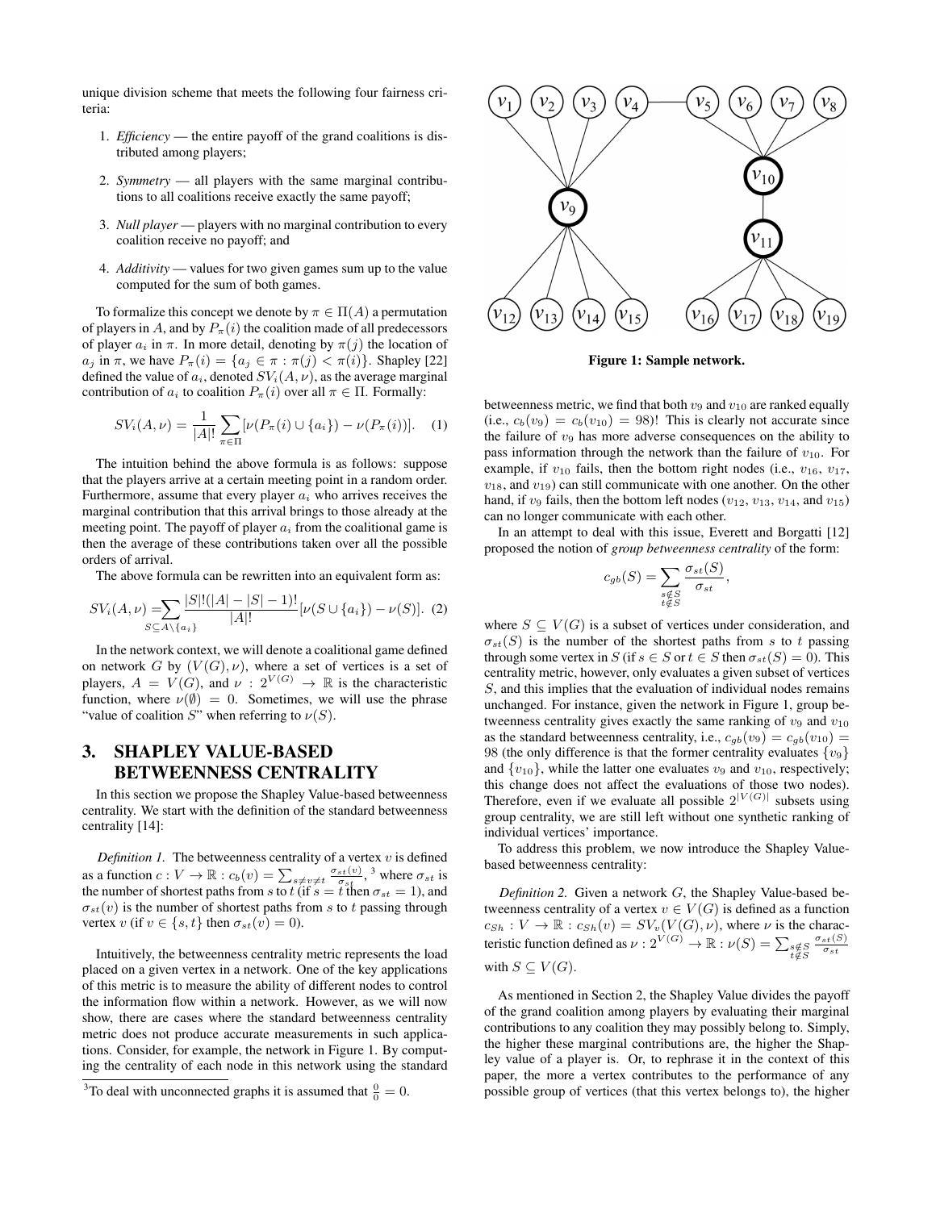unique division scheme that meets the following four fairness criteria:

1. *Efficiency* — the entire payoff of the grand coalitions is distributed among players;
2. *Symmetry* — all players with the same marginal contributions to all coalitions receive exactly the same payoff;
3. *Null player* — players with no marginal contribution to every coalition receive no payoff; and
4. *Additivity* — values for two given games sum up to the value computed for the sum of both games.

To formalize this concept we denote by $\pi \in \Pi(A)$ a permutation of players in $A$, and by $P_\pi(i)$ the coalition made of all predecessors of player $a_i$ in $\pi$. In more detail, denoting by $\pi(j)$ the location of $a_j$ in $\pi$, we have $P_\pi(i) = \{a_j \in \pi : \pi(j) < \pi(i)\}$. Shapley [22] defined the value of $a_i$, denoted $SV_i(A, \nu)$, as the average marginal contribution of $a_i$ to coalition $P_\pi(i)$ over all $\pi \in \Pi$. Formally:

$$SV_i(A, \nu) = \frac{1}{|A|!} \sum_{\pi \in \Pi} [\nu(P_\pi(i) \cup \{a_i\}) - \nu(P_\pi(i))]. \quad (1)$$

The intuition behind the above formula is as follows: suppose that the players arrive at a certain meeting point in a random order. Furthermore, assume that every player $a_i$ who arrives receives the marginal contribution that this arrival brings to those already at the meeting point. The payoff of player $a_i$ from the coalitional game is then the average of these contributions taken over all the possible orders of arrival.

The above formula can be rewritten into an equivalent form as:

$$SV_i(A, \nu) = \sum_{S \subseteq A \setminus \{a_i\}} \frac{|S|!(|A| - |S| - 1)!}{|A|!} [\nu(S \cup \{a_i\}) - \nu(S)]. \quad (2)$$

In the network context, we will denote a coalitional game defined on network $G$ by $(V(G), \nu)$, where a set of vertices is a set of players, $A = V(G)$, and $\nu : 2^{V(G)} \to \mathbb{R}$ is the characteristic function, where $\nu(\emptyset) = 0$. Sometimes, we will use the phrase "value of coalition $S$" when referring to $\nu(S)$.

## 3. SHAPLEY VALUE-BASED BETWEENNESS CENTRALITY

In this section we propose the Shapley Value-based betweenness centrality. We start with the definition of the standard betweenness centrality [14]:

*Definition 1.* The betweenness centrality of a vertex $v$ is defined as a function $c : V \to \mathbb{R} : c_b(v) = \sum_{s \neq v \neq t} \frac{\sigma_{st}(v)}{\sigma_{st}}$, [3] where $\sigma_{st}$ is the number of shortest paths from $s$ to $t$ (if $s = t$ then $\sigma_{st} = 1$), and $\sigma_{st}(v)$ is the number of shortest paths from $s$ to $t$ passing through vertex $v$ (if $v \in \{s, t\}$ then $\sigma_{st}(v) = 0$).

Intuitively, the betweenness centrality metric represents the load placed on a given vertex in a network. One of the key applications of this metric is to measure the ability of different nodes to control the information flow within a network. However, as we will now show, there are cases where the standard betweenness centrality metric does not produce accurate measurements in such applications. Consider, for example, the network in Figure 1. By computing the centrality of each node in this network using the standard

[3] To deal with unconnected graphs it is assumed that $\frac{0}{0} = 0$.

**Figure 1: Sample network.**

betweenness metric, we find that both $v_9$ and $v_{10}$ are ranked equally (i.e., $c_b(v_9) = c_b(v_{10}) = 98$)! This is clearly not accurate since the failure of $v_9$ has more adverse consequences on the ability to pass information through the network than the failure of $v_{10}$. For example, if $v_{10}$ fails, then the bottom right nodes (i.e., $v_{16}$, $v_{17}$, $v_{18}$, and $v_{19}$) can still communicate with one another. On the other hand, if $v_9$ fails, then the bottom left nodes ($v_{12}$, $v_{13}$, $v_{14}$, and $v_{15}$) can no longer communicate with each other.

In an attempt to deal with this issue, Everett and Borgatti [12] proposed the notion of *group betweenness centrality* of the form:

$$c_{gb}(S) = \sum_{\substack{s \notin S \\ t \notin S}} \frac{\sigma_{st}(S)}{\sigma_{st}},$$

where $S \subseteq V(G)$ is a subset of vertices under consideration, and $\sigma_{st}(S)$ is the number of the shortest paths from $s$ to $t$ passing through some vertex in $S$ (if $s \in S$ or $t \in S$ then $\sigma_{st}(S) = 0$). This centrality metric, however, only evaluates a given subset of vertices $S$, and this implies that the evaluation of individual nodes remains unchanged. For instance, given the network in Figure 1, group betweenness centrality gives exactly the same ranking of $v_9$ and $v_{10}$ as the standard betweenness centrality, i.e., $c_{gb}(v_9) = c_{gb}(v_{10}) = 98$ (the only difference is that the former centrality evaluates $\{v_9\}$ and $\{v_{10}\}$, while the latter one evaluates $v_9$ and $v_{10}$, respectively; this change does not affect the evaluations of those two nodes). Therefore, even if we evaluate all possible $2^{|V(G)|}$ subsets using group centrality, we are still left without one synthetic ranking of individual vertices' importance.

To address this problem, we now introduce the Shapley Value-based betweenness centrality:

*Definition 2.* Given a network $G$, the Shapley Value-based betweenness centrality of a vertex $v \in V(G)$ is defined as a function $c_{Sh} : V \to \mathbb{R} : c_{Sh}(v) = SV_v(V(G), \nu)$, where $\nu$ is the characteristic function defined as $\nu : 2^{V(G)} \to \mathbb{R} : \nu(S) = \sum_{\substack{s \notin S \\ t \notin S}} \frac{\sigma_{st}(S)}{\sigma_{st}}$ with $S \subseteq V(G)$.

As mentioned in Section 2, the Shapley Value divides the payoff of the grand coalition among players by evaluating their marginal contributions to any coalition they may possibly belong to. Simply, the higher these marginal contributions are, the higher the Shapley value of a player is. Or, to rephrase it in the context of this paper, the more a vertex contributes to the performance of any possible group of vertices (that this vertex belongs to), the higher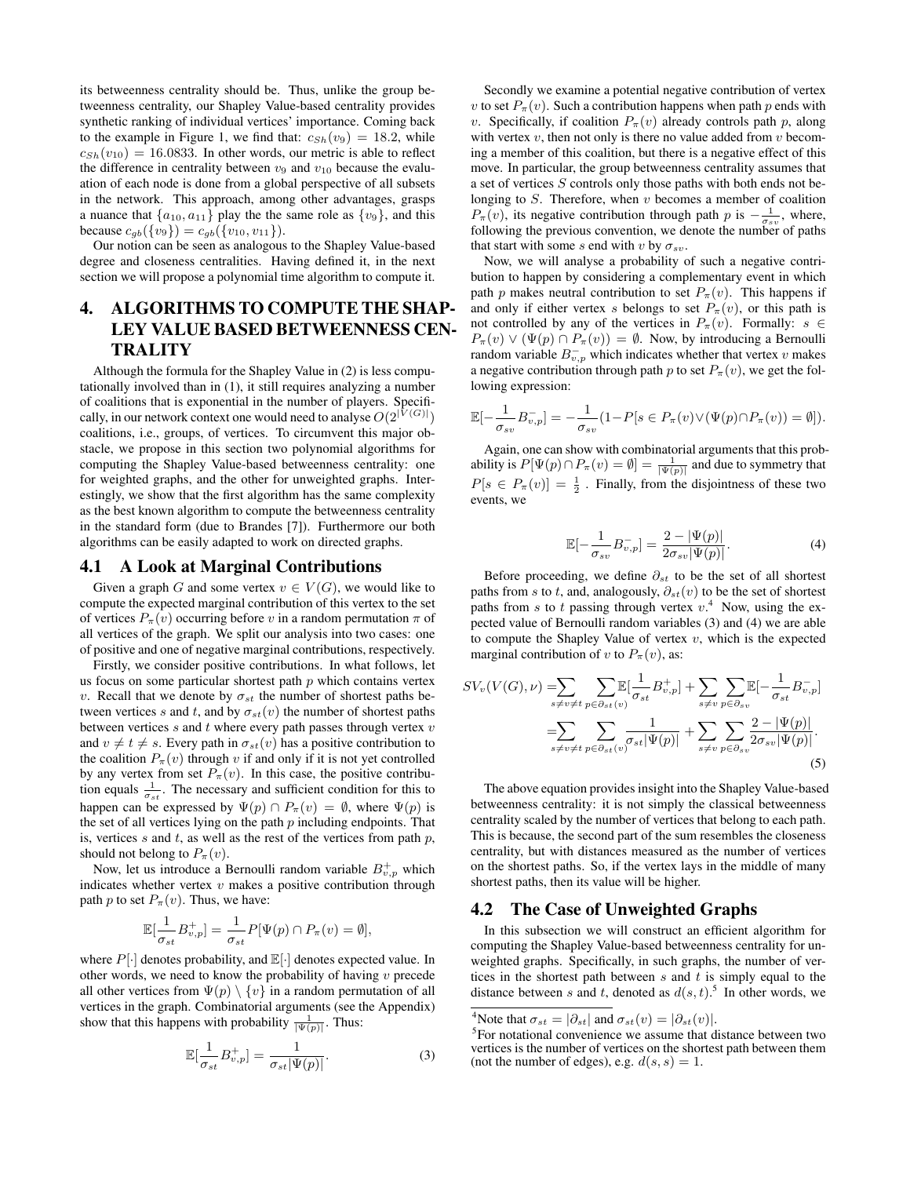its betweenness centrality should be. Thus, unlike the group betweenness centrality, our Shapley Value-based centrality provides synthetic ranking of individual vertices' importance. Coming back to the example in Figure 1, we find that: $c_{Sh}(v_9) = 18.2$, while $c_{Sh}(v_{10}) = 16.0833$. In other words, our metric is able to reflect the difference in centrality between $v_9$ and $v_{10}$ because the evaluation of each node is done from a global perspective of all subsets in the network. This approach, among other advantages, grasps a nuance that $\{a_{10}, a_{11}\}$ play the the same role as $\{v_9\}$, and this because $c_{gb}(\{v_9\}) = c_{gb}(\{v_{10}, v_{11}\})$.

Our notion can be seen as analogous to the Shapley Value-based degree and closeness centralities. Having defined it, in the next section we will propose a polynomial time algorithm to compute it.

# 4. ALGORITHMS TO COMPUTE THE SHAPLEY VALUE BASED BETWEENNESS CENTRALITY

Although the formula for the Shapley Value in (2) is less computationally involved than in (1), it still requires analyzing a number of coalitions that is exponential in the number of players. Specifically, in our network context one would need to analyse $O(2^{|V(G)|})$ coalitions, i.e., groups, of vertices. To circumvent this major obstacle, we propose in this section two polynomial algorithms for computing the Shapley Value-based betweenness centrality: one for weighted graphs, and the other for unweighted graphs. Interestingly, we show that the first algorithm has the same complexity as the best known algorithm to compute the betweenness centrality in the standard form (due to Brandes [7]). Furthermore our both algorithms can be easily adapted to work on directed graphs.

## 4.1 A Look at Marginal Contributions

Given a graph $G$ and some vertex $v \in V(G)$, we would like to compute the expected marginal contribution of this vertex to the set of vertices $P_\pi(v)$ occurring before $v$ in a random permutation $\pi$ of all vertices of the graph. We split our analysis into two cases: one of positive and one of negative marginal contributions, respectively.

Firstly, we consider positive contributions. In what follows, let us focus on some particular shortest path $p$ which contains vertex $v$. Recall that we denote by $\sigma_{st}$ the number of shortest paths between vertices $s$ and $t$, and by $\sigma_{st}(v)$ the number of shortest paths between vertices $s$ and $t$ where every path passes through vertex $v$ and $v \neq t \neq s$. Every path in $\sigma_{st}(v)$ has a positive contribution to the coalition $P_\pi(v)$ through $v$ if and only if it is not yet controlled by any vertex from set $P_\pi(v)$. In this case, the positive contribution equals $\frac{1}{\sigma_{st}}$. The necessary and sufficient condition for this to happen can be expressed by $\Psi(p) \cap P_\pi(v) = \emptyset$, where $\Psi(p)$ is the set of all vertices lying on the path $p$ including endpoints. That is, vertices $s$ and $t$, as well as the rest of the vertices from path $p$, should not belong to $P_\pi(v)$.

Now, let us introduce a Bernoulli random variable $B^+_{v,p}$ which indicates whether vertex $v$ makes a positive contribution through path $p$ to set $P_\pi(v)$. Thus, we have:

$$\mathbb{E}[\frac{1}{\sigma_{st}} B^+_{v,p}] = \frac{1}{\sigma_{st}} P[\Psi(p) \cap P_\pi(v) = \emptyset],$$

where $P[\cdot]$ denotes probability, and $\mathbb{E}[\cdot]$ denotes expected value. In other words, we need to know the probability of having $v$ precede all other vertices from $\Psi(p) \setminus \{v\}$ in a random permutation of all vertices in the graph. Combinatorial arguments (see the Appendix) show that this happens with probability $\frac{1}{|\Psi(p)|}$. Thus:

$$\mathbb{E}[\frac{1}{\sigma_{st}} B^+_{v,p}] = \frac{1}{\sigma_{st}|\Psi(p)|}. \tag{3}$$

Secondly we examine a potential negative contribution of vertex $v$ to set $P_\pi(v)$. Such a contribution happens when path $p$ ends with $v$. Specifically, if coalition $P_\pi(v)$ already controls path $p$, along with vertex $v$, then not only is there no value added from $v$ becoming a member of this coalition, but there is a negative effect of this move. In particular, the group betweenness centrality assumes that a set of vertices $S$ controls only those paths with both ends not belonging to $S$. Therefore, when $v$ becomes a member of coalition $P_\pi(v)$, its negative contribution through path $p$ is $-\frac{1}{\sigma_{sv}}$, where, following the previous convention, we denote the number of paths that start with some $s$ end with $v$ by $\sigma_{sv}$.

Now, we will analyse a probability of such a negative contribution to happen by considering a complementary event in which path $p$ makes neutral contribution to set $P_\pi(v)$. This happens if and only if either vertex $s$ belongs to set $P_\pi(v)$, or this path is not controlled by any of the vertices in $P_\pi(v)$. Formally: $s \in P_\pi(v) \vee (\Psi(p) \cap P_\pi(v)) = \emptyset$. Now, by introducing a Bernoulli random variable $B^-_{v,p}$ which indicates whether that vertex $v$ makes a negative contribution through path $p$ to set $P_\pi(v)$, we get the following expression:

$$\mathbb{E}[-\frac{1}{\sigma_{sv}} B^-_{v,p}] = -\frac{1}{\sigma_{sv}}(1 - P[s \in P_\pi(v) \vee (\Psi(p) \cap P_\pi(v)) = \emptyset]).$$

Again, one can show with combinatorial arguments that this probability is $P[\Psi(p) \cap P_\pi(v) = \emptyset] = \frac{1}{|\Psi(p)|}$ and due to symmetry that $P[s \in P_\pi(v)] = \frac{1}{2}$ . Finally, from the disjointness of these two events, we

$$\mathbb{E}[-\frac{1}{\sigma_{sv}} B^-_{v,p}] = \frac{2 - |\Psi(p)|}{2\sigma_{sv}|\Psi(p)|}. \tag{4}$$

Before proceeding, we define $\partial_{st}$ to be the set of all shortest paths from $s$ to $t$, and, analogously, $\partial_{st}(v)$ to be the set of shortest paths from $s$ to $t$ passing through vertex $v$.[4] Now, using the expected value of Bernoulli random variables (3) and (4) we are able to compute the Shapley Value of vertex $v$, which is the expected marginal contribution of $v$ to $P_\pi(v)$, as:

$$\begin{aligned} SV_v(V(G), \nu) =& \sum_{s \neq v \neq t} \sum_{p \in \partial_{st}(v)} \mathbb{E}[\frac{1}{\sigma_{st}} B^+_{v,p}] + \sum_{s \neq v} \sum_{p \in \partial_{sv}} \mathbb{E}[-\frac{1}{\sigma_{sv}} B^-_{v,p}] \\ =& \sum_{s \neq v \neq t} \sum_{p \in \partial_{st}(v)} \frac{1}{\sigma_{st}|\Psi(p)|} + \sum_{s \neq v} \sum_{p \in \partial_{sv}} \frac{2 - |\Psi(p)|}{2\sigma_{sv}|\Psi(p)|}. \end{aligned} \tag{5}$$

The above equation provides insight into the Shapley Value-based betweenness centrality: it is not simply the classical betweenness centrality scaled by the number of vertices that belong to each path. This is because, the second part of the sum resembles the closeness centrality, but with distances measured as the number of vertices on the shortest paths. So, if the vertex lays in the middle of many shortest paths, then its value will be higher.

## 4.2 The Case of Unweighted Graphs

In this subsection we will construct an efficient algorithm for computing the Shapley Value-based betweenness centrality for unweighted graphs. Specifically, in such graphs, the number of vertices in the shortest path between $s$ and $t$ is simply equal to the distance between $s$ and $t$, denoted as $d(s,t)$.[5] In other words, we

[4] Note that $\sigma_{st} = |\partial_{st}|$ and $\sigma_{st}(v) = |\partial_{st}(v)|$.

[5] For notational convenience we assume that distance between two vertices is the number of vertices on the shortest path between them (not the number of edges), e.g. $d(s,s) = 1$.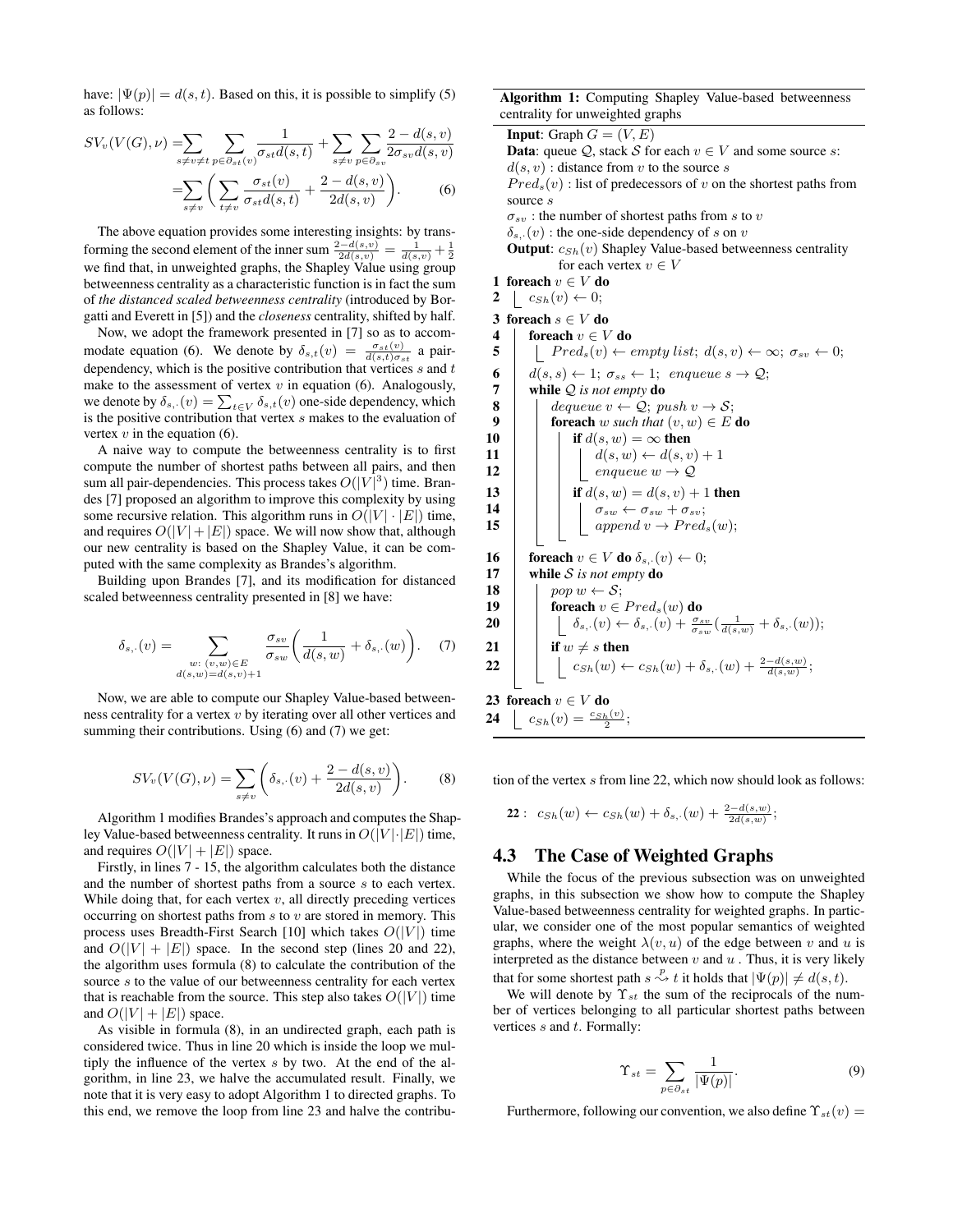have: $|\Psi(p)| = d(s,t)$. Based on this, it is possible to simplify (5) as follows:

$$SV_v(V(G),\nu) = \sum_{s \neq v \neq t} \sum_{p \in \partial_{st}(v)} \frac{1}{\sigma_{st} d(s,t)} + \sum_{s \neq v} \sum_{p \in \partial_{sv}} \frac{2 - d(s,v)}{2\sigma_{sv} d(s,v)}$$
$$= \sum_{s \neq v} \left( \sum_{t \neq v} \frac{\sigma_{st}(v)}{\sigma_{st} d(s,t)} + \frac{2 - d(s,v)}{2d(s,v)} \right). \quad (6)$$

The above equation provides some interesting insights: by transforming the second element of the inner sum $\frac{2-d(s,v)}{2d(s,v)} = \frac{1}{d(s,v)} + \frac{1}{2}$ we find that, in unweighted graphs, the Shapley Value using group betweenness centrality as a characteristic function is in fact the sum of *the distanced scaled betweenness centrality* (introduced by Borgatti and Everett in [5]) and the *closeness* centrality, shifted by half.

Now, we adopt the framework presented in [7] so as to accommodate equation (6). We denote by $\delta_{s,t}(v) = \frac{\sigma_{st}(v)}{d(s,t)\sigma_{st}}$ a pair-dependency, which is the positive contribution that vertices $s$ and $t$ make to the assessment of vertex $v$ in equation (6). Analogously, we denote by $\delta_{s,\cdot}(v) = \sum_{t \in V} \delta_{s,t}(v)$ one-side dependency, which is the positive contribution that vertex $s$ makes to the evaluation of vertex $v$ in the equation (6).

A naive way to compute the betweenness centrality is to first compute the number of shortest paths between all pairs, and then sum all pair-dependencies. This process takes $O(|V|^3)$ time. Brandes [7] proposed an algorithm to improve this complexity by using some recursive relation. This algorithm runs in $O(|V| \cdot |E|)$ time, and requires $O(|V| + |E|)$ space. We will now show that, although our new centrality is based on the Shapley Value, it can be computed with the same complexity as Brandes's algorithm.

Building upon Brandes [7], and its modification for distanced scaled betweenness centrality presented in [8] we have:

$$\delta_{s,\cdot}(v) = \sum_{\substack{w:\ (v,w) \in E \\ d(s,w) = d(s,v)+1}} \frac{\sigma_{sv}}{\sigma_{sw}} \left( \frac{1}{d(s,w)} + \delta_{s,\cdot}(w) \right). \quad (7)$$

Now, we are able to compute our Shapley Value-based betweenness centrality for a vertex $v$ by iterating over all other vertices and summing their contributions. Using (6) and (7) we get:

$$SV_v(V(G),\nu) = \sum_{s \neq v} \left( \delta_{s,\cdot}(v) + \frac{2 - d(s,v)}{2d(s,v)} \right). \quad (8)$$

Algorithm 1 modifies Brandes's approach and computes the Shapley Value-based betweenness centrality. It runs in $O(|V| \cdot |E|)$ time, and requires $O(|V| + |E|)$ space.

Firstly, in lines 7 - 15, the algorithm calculates both the distance and the number of shortest paths from a source $s$ to each vertex. While doing that, for each vertex $v$, all directly preceding vertices occurring on shortest paths from $s$ to $v$ are stored in memory. This process uses Breadth-First Search [10] which takes $O(|V|)$ time and $O(|V| + |E|)$ space. In the second step (lines 20 and 22), the algorithm uses formula (8) to calculate the contribution of the source $s$ to the value of our betweenness centrality for each vertex that is reachable from the source. This step also takes $O(|V|)$ time and $O(|V| + |E|)$ space.

As visible in formula (8), in an undirected graph, each path is considered twice. Thus in line 20 which is inside the loop we multiply the influence of the vertex $s$ by two. At the end of the algorithm, in line 23, we halve the accumulated result. Finally, we note that it is very easy to adopt Algorithm 1 to directed graphs. To this end, we remove the loop from line 23 and halve the contribution of the vertex $s$ from line 22, which now should look as follows:

22 : $c_{Sh}(w) \leftarrow c_{Sh}(w) + \delta_{s,\cdot}(w) + \frac{2-d(s,w)}{2d(s,w)}$;

**Algorithm 1:** Computing Shapley Value-based betweenness centrality for unweighted graphs

**Input**: Graph $G = (V, E)$
**Data**: queue $\mathcal{Q}$, stack $\mathcal{S}$ for each $v \in V$ and some source $s$:
$d(s,v)$ : distance from $v$ to the source $s$
$Pred_s(v)$ : list of predecessors of $v$ on the shortest paths from source $s$
$\sigma_{sv}$ : the number of shortest paths from $s$ to $v$
$\delta_{s,\cdot}(v)$ : the one-side dependency of $s$ on $v$
**Output**: $c_{Sh}(v)$ Shapley Value-based betweenness centrality for each vertex $v \in V$

```
1  foreach v ∈ V do
2      c_Sh(v) ← 0;
3  foreach s ∈ V do
4      foreach v ∈ V do
5          Pred_s(v) ← empty list; d(s,v) ← ∞; σ_sv ← 0;
6      d(s,s) ← 1; σ_ss ← 1; enqueue s → Q;
7      while Q is not empty do
8          dequeue v ← Q; push v → S;
9          foreach w such that (v,w) ∈ E do
10             if d(s,w) = ∞ then
11                 d(s,w) ← d(s,v) + 1
12                 enqueue w → Q
13             if d(s,w) = d(s,v) + 1 then
14                 σ_sw ← σ_sw + σ_sv;
15                 append v → Pred_s(w);
16     foreach v ∈ V do δ_s,·(v) ← 0;
17     while S is not empty do
18         pop w ← S;
19         foreach v ∈ Pred_s(w) do
20             δ_s,·(v) ← δ_s,·(v) + (σ_sv/σ_sw)(1/d(s,w) + δ_s,·(w));
21         if w ≠ s then
22             c_Sh(w) ← c_Sh(w) + δ_s,·(w) + (2 − d(s,w))/d(s,w);
23 foreach v ∈ V do
24     c_Sh(v) = c_Sh(v)/2;
```

## 4.3 The Case of Weighted Graphs

While the focus of the previous subsection was on unweighted graphs, in this subsection we show how to compute the Shapley Value-based betweenness centrality for weighted graphs. In particular, we consider one of the most popular semantics of weighted graphs, where the weight $\lambda(v,u)$ of the edge between $v$ and $u$ is interpreted as the distance between $v$ and $u$. Thus, it is very likely that for some shortest path $s \overset{p}{\rightsquigarrow} t$ it holds that $|\Psi(p)| \neq d(s,t)$.

We will denote by $\Upsilon_{st}$ the sum of the reciprocals of the number of vertices belonging to all particular shortest paths between vertices $s$ and $t$. Formally:

$$\Upsilon_{st} = \sum_{p \in \partial_{st}} \frac{1}{|\Psi(p)|}. \quad (9)$$

Furthermore, following our convention, we also define $\Upsilon_{st}(v) =$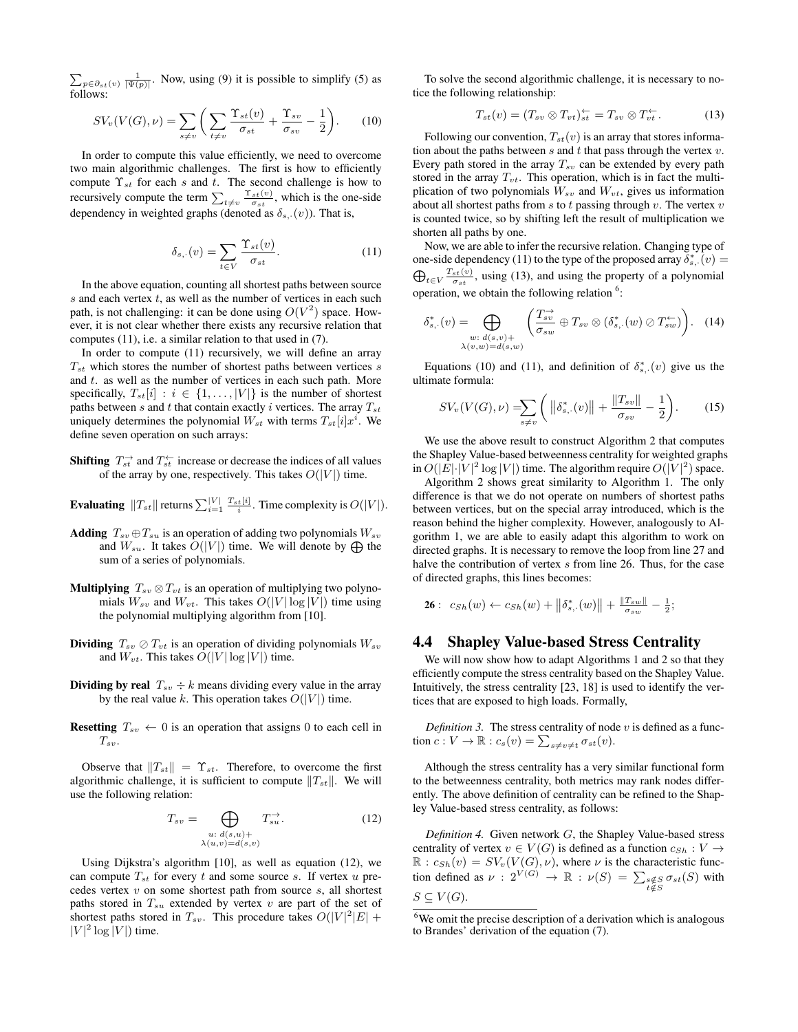$\sum_{p \in \partial_{st}(v)} \frac{1}{|\Psi(p)|}$. Now, using (9) it is possible to simplify (5) as follows:

$$SV_v(V(G), \nu) = \sum_{s \neq v} \left( \sum_{t \neq v} \frac{\Upsilon_{st}(v)}{\sigma_{st}} + \frac{\Upsilon_{sv}}{\sigma_{sv}} - \frac{1}{2} \right). \quad (10)$$

In order to compute this value efficiently, we need to overcome two main algorithmic challenges. The first is how to efficiently compute $\Upsilon_{st}$ for each $s$ and $t$. The second challenge is how to recursively compute the term $\sum_{t \neq v} \frac{\Upsilon_{st}(v)}{\sigma_{st}}$, which is the one-side dependency in weighted graphs (denoted as $\delta_{s,\cdot}(v)$). That is,

$$\delta_{s,\cdot}(v) = \sum_{t \in V} \frac{\Upsilon_{st}(v)}{\sigma_{st}}. \quad (11)$$

In the above equation, counting all shortest paths between source $s$ and each vertex $t$, as well as the number of vertices in each such path, is not challenging: it can be done using $O(V^2)$ space. However, it is not clear whether there exists any recursive relation that computes (11), i.e. a similar relation to that used in (7).

In order to compute (11) recursively, we will define an array $T_{st}$ which stores the number of shortest paths between vertices $s$ and $t$. as well as the number of vertices in each such path. More specifically, $T_{st}[i] : i \in \{1, \ldots, |V|\}$ is the number of shortest paths between $s$ and $t$ that contain exactly $i$ vertices. The array $T_{st}$ uniquely determines the polynomial $W_{st}$ with terms $T_{st}[i]x^i$. We define seven operation on such arrays:

**Shifting** $T_{st}^{\rightarrow}$ and $T_{st}^{\leftarrow}$ increase or decrease the indices of all values of the array by one, respectively. This takes $O(|V|)$ time.

**Evaluating** $\|T_{st}\|$ returns $\sum_{i=1}^{|V|} \frac{T_{st}[i]}{i}$. Time complexity is $O(|V|)$.

**Adding** $T_{sv} \oplus T_{su}$ is an operation of adding two polynomials $W_{sv}$ and $W_{su}$. It takes $O(|V|)$ time. We will denote by $\bigoplus$ the sum of a series of polynomials.

**Multiplying** $T_{sv} \otimes T_{vt}$ is an operation of multiplying two polynomials $W_{sv}$ and $W_{vt}$. This takes $O(|V| \log |V|)$ time using the polynomial multiplying algorithm from [10].

**Dividing** $T_{sv} \oslash T_{vt}$ is an operation of dividing polynomials $W_{sv}$ and $W_{vt}$. This takes $O(|V| \log |V|)$ time.

**Dividing by real** $T_{sv} \div k$ means dividing every value in the array by the real value $k$. This operation takes $O(|V|)$ time.

**Resetting** $T_{sv} \leftarrow 0$ is an operation that assigns 0 to each cell in $T_{sv}$.

Observe that $\|T_{st}\| = \Upsilon_{st}$. Therefore, to overcome the first algorithmic challenge, it is sufficient to compute $\|T_{st}\|$. We will use the following relation:

$$T_{sv} = \bigoplus_{\substack{u:\ d(s,u)+ \\ \lambda(u,v)=d(s,v)}} T_{su}^{\rightarrow}. \quad (12)$$

Using Dijkstra's algorithm [10], as well as equation (12), we can compute $T_{st}$ for every $t$ and some source $s$. If vertex $u$ precedes vertex $v$ on some shortest path from source $s$, all shortest paths stored in $T_{su}$ extended by vertex $v$ are part of the set of shortest paths stored in $T_{sv}$. This procedure takes $O(|V|^2|E| + |V|^2 \log |V|)$ time.

To solve the second algorithmic challenge, it is necessary to notice the following relationship:

$$T_{st}(v) = (T_{sv} \otimes T_{vt})_{st}^{\leftarrow} = T_{sv} \otimes T_{vt}^{\leftarrow}. \quad (13)$$

Following our convention, $T_{st}(v)$ is an array that stores information about the paths between $s$ and $t$ that pass through the vertex $v$. Every path stored in the array $T_{sv}$ can be extended by every path stored in the array $T_{vt}$. This operation, which is in fact the multiplication of two polynomials $W_{sv}$ and $W_{vt}$, gives us information about all shortest paths from $s$ to $t$ passing through $v$. The vertex $v$ is counted twice, so by shifting left the result of multiplication we shorten all paths by one.

Now, we are able to infer the recursive relation. Changing type of one-side dependency (11) to the type of the proposed array $\delta_{s,\cdot}^{*}(v) = \bigoplus_{t \in V} \frac{T_{st}(v)}{\sigma_{st}}$, using (13), and using the property of a polynomial operation, we obtain the following relation [6]:

$$\delta_{s,\cdot}^{*}(v) = \bigoplus_{\substack{w:\ d(s,v)+ \\ \lambda(v,w)=d(s,w)}} \left( \frac{T_{sv}^{\rightarrow}}{\sigma_{sw}} \oplus T_{sv} \otimes (\delta_{s,\cdot}^{*}(w) \oslash T_{sw}^{\leftarrow}) \right). \quad (14)$$

Equations (10) and (11), and definition of $\delta_{s,\cdot}^{*}(v)$ give us the ultimate formula:

$$SV_v(V(G), \nu) = \sum_{s \neq v} \left( \left\| \delta_{s,\cdot}^{*}(v) \right\| + \frac{\|T_{sv}\|}{\sigma_{sv}} - \frac{1}{2} \right). \quad (15)$$

We use the above result to construct Algorithm 2 that computes the Shapley Value-based betweenness centrality for weighted graphs in $O(|E| \cdot |V|^2 \log |V|)$ time. The algorithm require $O(|V|^2)$ space. Algorithm 2 shows great similarity to Algorithm 1. The only difference is that we do not operate on numbers of shortest paths between vertices, but on the special array introduced, which is the reason behind the higher complexity. However, analogously to Algorithm 1, we are able to easily adapt this algorithm to work on directed graphs. It is necessary to remove the loop from line 27 and halve the contribution of vertex $s$ from line 26. Thus, for the case of directed graphs, this lines becomes:

**26** : $c_{Sh}(w) \leftarrow c_{Sh}(w) + \left\| \delta_{s,\cdot}^{*}(w) \right\| + \frac{\|T_{sw}\|}{\sigma_{sw}} - \frac{1}{2}$;

## 4.4 Shapley Value-based Stress Centrality

We will now show how to adapt Algorithms 1 and 2 so that they efficiently compute the stress centrality based on the Shapley Value. Intuitively, the stress centrality [23, 18] is used to identify the vertices that are exposed to high loads. Formally,

*Definition 3.* The stress centrality of node $v$ is defined as a function $c : V \to \mathbb{R} : c_s(v) = \sum_{s \neq v \neq t} \sigma_{st}(v)$.

Although the stress centrality has a very similar functional form to the betweenness centrality, both metrics may rank nodes differently. The above definition of centrality can be refined to the Shapley Value-based stress centrality, as follows:

*Definition 4.* Given network $G$, the Shapley Value-based stress centrality of vertex $v \in V(G)$ is defined as a function $c_{Sh} : V \to \mathbb{R} : c_{Sh}(v) = SV_v(V(G), \nu)$, where $\nu$ is the characteristic function defined as $\nu : 2^{V(G)} \to \mathbb{R} : \nu(S) = \sum_{\substack{s \notin S \\ t \notin S}} \sigma_{st}(S)$ with $S \subseteq V(G)$.

[6] We omit the precise description of a derivation which is analogous to Brandes' derivation of the equation (7).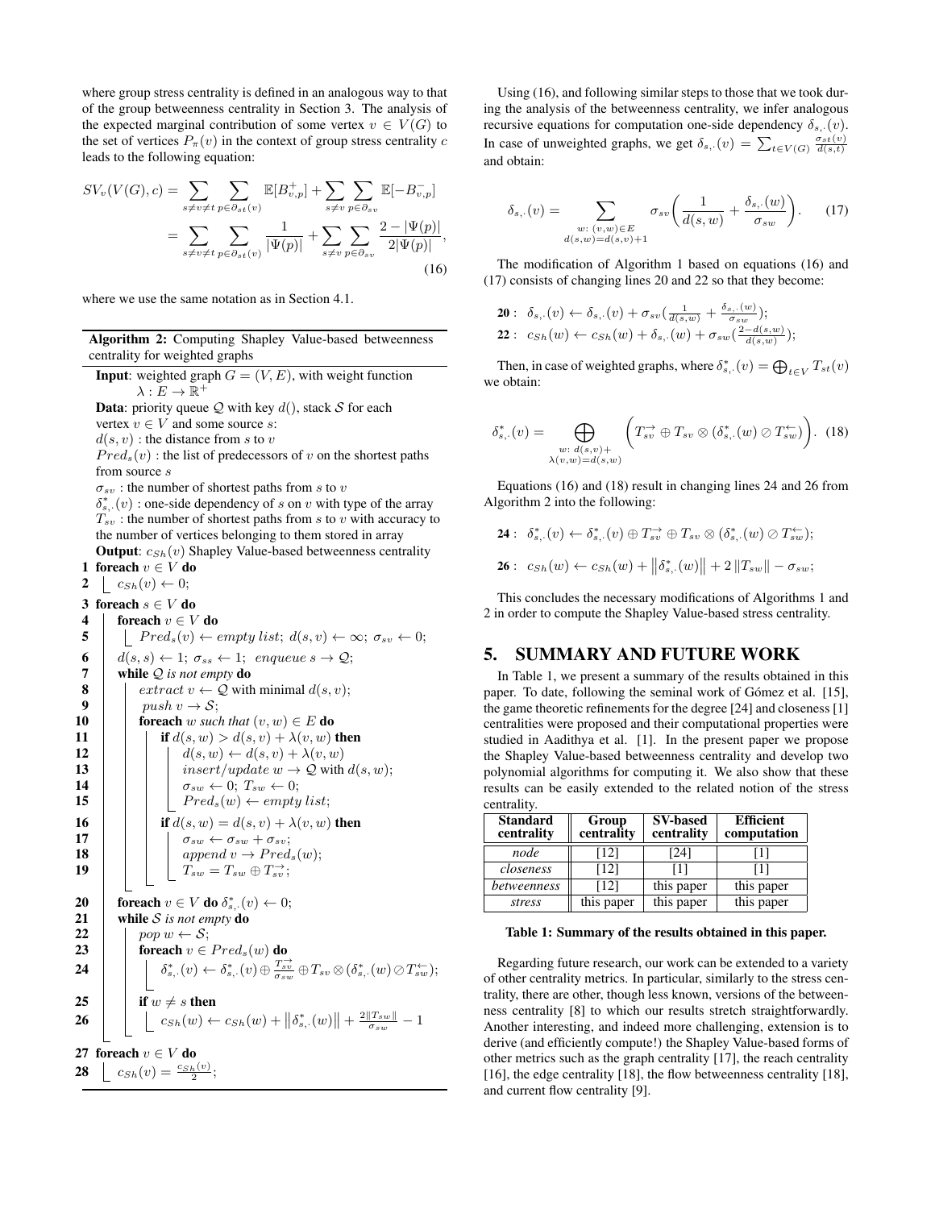where group stress centrality is defined in an analogous way to that of the group betweenness centrality in Section 3. The analysis of the expected marginal contribution of some vertex $v \in V(G)$ to the set of vertices $P_\pi(v)$ in the context of group stress centrality $c$ leads to the following equation:

$$SV_v(V(G), c) = \sum_{s \neq v \neq t} \sum_{p \in \partial_{st}(v)} \mathbb{E}[B^+_{v,p}] + \sum_{s \neq v} \sum_{p \in \partial_{sv}} \mathbb{E}[-B^-_{v,p}]$$
$$= \sum_{s \neq v \neq t} \sum_{p \in \partial_{st}(v)} \frac{1}{|\Psi(p)|} + \sum_{s \neq v} \sum_{p \in \partial_{sv}} \frac{2 - |\Psi(p)|}{2|\Psi(p)|}, \quad (16)$$

where we use the same notation as in Section 4.1.

**Algorithm 2:** Computing Shapley Value-based betweenness centrality for weighted graphs

**Input**: weighted graph $G = (V, E)$, with weight function $\lambda : E \to \mathbb{R}^+$

**Data**: priority queue $\mathcal{Q}$ with key $d()$, stack $\mathcal{S}$ for each vertex $v \in V$ and some source $s$:
$d(s, v)$ : the distance from $s$ to $v$
$Pred_s(v)$ : the list of predecessors of $v$ on the shortest paths from source $s$
$\sigma_{sv}$ : the number of shortest paths from $s$ to $v$
$\delta^*_{s,\cdot}(v)$ : one-side dependency of $s$ on $v$ with type of the array
$T_{sv}$ : the number of shortest paths from $s$ to $v$ with accuracy to the number of vertices belonging to them stored in array

**Output**: $c_{Sh}(v)$ Shapley Value-based betweenness centrality

```
1  foreach v ∈ V do
2      c_Sh(v) ← 0;
3  foreach s ∈ V do
4      foreach v ∈ V do
5          Pred_s(v) ← empty list; d(s,v) ← ∞; σ_sv ← 0;
6      d(s,s) ← 1; σ_ss ← 1; enqueue s → Q;
7      while Q is not empty do
8          extract v ← Q with minimal d(s,v);
9          push v → S;
10         foreach w such that (v,w) ∈ E do
11             if d(s,w) > d(s,v) + λ(v,w) then
12                 d(s,w) ← d(s,v) + λ(v,w)
13                 insert/update w → Q with d(s,w);
14                 σ_sw ← 0; T_sw ← 0;
15                 Pred_s(w) ← empty list;
16             if d(s,w) = d(s,v) + λ(v,w) then
17                 σ_sw ← σ_sw + σ_sv;
18                 append v → Pred_s(w);
19                 T_sw = T_sw ⊕ T→_sv;
20     foreach v ∈ V do δ*_{s,·}(v) ← 0;
21     while S is not empty do
22         pop w ← S;
23         foreach v ∈ Pred_s(w) do
24             δ*_{s,·}(v) ← δ*_{s,·}(v) ⊕ T→_sv/σ_sw ⊕ T_sv ⊗ (δ*_{s,·}(w) ⊘ T←_sw);
25         if w ≠ s then
26             c_Sh(w) ← c_Sh(w) + ‖δ*_{s,·}(w)‖ + 2‖T_sw‖/σ_sw − 1
27 foreach v ∈ V do
28     c_Sh(v) = c_Sh(v)/2;
```

Using (16), and following similar steps to those that we took during the analysis of the betweenness centrality, we infer analogous recursive equations for computation one-side dependency $\delta_{s,\cdot}(v)$. In case of unweighted graphs, we get $\delta_{s,\cdot}(v) = \sum_{t \in V(G)} \frac{\sigma_{st}(v)}{d(s,t)}$ and obtain:

$$\delta_{s,\cdot}(v) = \sum_{\substack{w:\ (v,w) \in E \\ d(s,w) = d(s,v)+1}} \sigma_{sv} \left( \frac{1}{d(s,w)} + \frac{\delta_{s,\cdot}(w)}{\sigma_{sw}} \right). \quad (17)$$

The modification of Algorithm 1 based on equations (16) and (17) consists of changing lines 20 and 22 so that they become:

**20** : $\delta_{s,\cdot}(v) \leftarrow \delta_{s,\cdot}(v) + \sigma_{sv}(\frac{1}{d(s,w)} + \frac{\delta_{s,\cdot}(w)}{\sigma_{sw}})$;
**22** : $c_{Sh}(w) \leftarrow c_{Sh}(w) + \delta_{s,\cdot}(w) + \sigma_{sw}(\frac{2-d(s,w)}{d(s,w)})$;

Then, in case of weighted graphs, where $\delta^*_{s,\cdot}(v) = \bigoplus_{t \in V} T_{st}(v)$ we obtain:

$$\delta^*_{s,\cdot}(v) = \bigoplus_{\substack{w:\ d(s,v)+ \\ \lambda(v,w) = d(s,w)}} \left( T^{\rightarrow}_{sv} \oplus T_{sv} \otimes (\delta^*_{s,\cdot}(w) \oslash T^{\leftarrow}_{sw}) \right). \quad (18)$$

Equations (16) and (18) result in changing lines 24 and 26 from Algorithm 2 into the following:

**24** : $\delta^*_{s,\cdot}(v) \leftarrow \delta^*_{s,\cdot}(v) \oplus T^{\rightarrow}_{sv} \oplus T_{sv} \otimes (\delta^*_{s,\cdot}(w) \oslash T^{\leftarrow}_{sw})$;

**26** : $c_{Sh}(w) \leftarrow c_{Sh}(w) + \left\|\delta^*_{s,\cdot}(w)\right\| + 2\left\|T_{sw}\right\| - \sigma_{sw}$;

This concludes the necessary modifications of Algorithms 1 and 2 in order to compute the Shapley Value-based stress centrality.

## 5. SUMMARY AND FUTURE WORK

In Table 1, we present a summary of the results obtained in this paper. To date, following the seminal work of Gómez et al. [15], the game theoretic refinements for the degree [24] and closeness [1] centralities were proposed and their computational properties were studied in Aadithya et al. [1]. In the present paper we propose the Shapley Value-based betweenness centrality and develop two polynomial algorithms for computing it. We also show that these results can be easily extended to the related notion of the stress centrality.

| Standard centrality | Group centrality | SV-based centrality | Efficient computation |
|---|---|---|---|
| *node* | [12] | [24] | [1] |
| *closeness* | [12] | [1] | [1] |
| *betweenness* | [12] | this paper | this paper |
| *stress* | this paper | this paper | this paper |

**Table 1: Summary of the results obtained in this paper.**

Regarding future research, our work can be extended to a variety of other centrality metrics. In particular, similarly to the stress centrality, there are other, though less known, versions of the betweenness centrality [8] to which our results stretch straightforwardly. Another interesting, and indeed more challenging, extension is to derive (and efficiently compute!) the Shapley Value-based forms of other metrics such as the graph centrality [17], the reach centrality [16], the edge centrality [18], the flow betweenness centrality [18], and current flow centrality [9].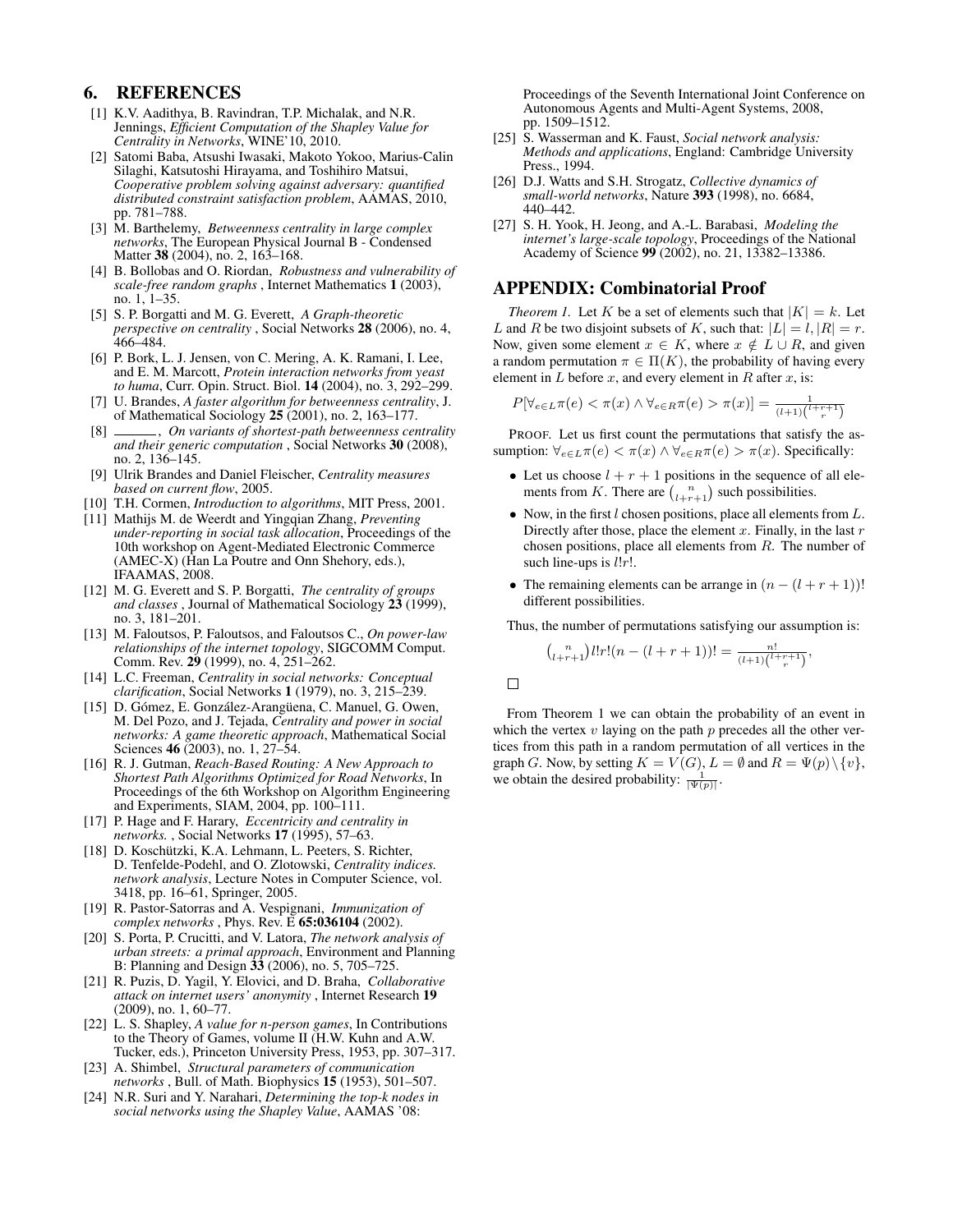## 6. REFERENCES

[1] K.V. Aadithya, B. Ravindran, T.P. Michalak, and N.R. Jennings, *Efficient Computation of the Shapley Value for Centrality in Networks*, WINE'10, 2010.

[2] Satomi Baba, Atsushi Iwasaki, Makoto Yokoo, Marius-Calin Silaghi, Katsutoshi Hirayama, and Toshihiro Matsui, *Cooperative problem solving against adversary: quantified distributed constraint satisfaction problem*, AAMAS, 2010, pp. 781–788.

[3] M. Barthelemy, *Betweenness centrality in large complex networks*, The European Physical Journal B - Condensed Matter **38** (2004), no. 2, 163–168.

[4] B. Bollobas and O. Riordan, *Robustness and vulnerability of scale-free random graphs* , Internet Mathematics **1** (2003), no. 1, 1–35.

[5] S. P. Borgatti and M. G. Everett, *A Graph-theoretic perspective on centrality* , Social Networks **28** (2006), no. 4, 466–484.

[6] P. Bork, L. J. Jensen, von C. Mering, A. K. Ramani, I. Lee, and E. M. Marcott, *Protein interaction networks from yeast to huma*, Curr. Opin. Struct. Biol. **14** (2004), no. 3, 292–299.

[7] U. Brandes, *A faster algorithm for betweenness centrality*, J. of Mathematical Sociology **25** (2001), no. 2, 163–177.

[8] ———, *On variants of shortest-path betweenness centrality and their generic computation* , Social Networks **30** (2008), no. 2, 136–145.

[9] Ulrik Brandes and Daniel Fleischer, *Centrality measures based on current flow*, 2005.

[10] T.H. Cormen, *Introduction to algorithms*, MIT Press, 2001.

[11] Mathijs M. de Weerdt and Yingqian Zhang, *Preventing under-reporting in social task allocation*, Proceedings of the 10th workshop on Agent-Mediated Electronic Commerce (AMEC-X) (Han La Poutre and Onn Shehory, eds.), IFAAMAS, 2008.

[12] M. G. Everett and S. P. Borgatti, *The centrality of groups and classes* , Journal of Mathematical Sociology **23** (1999), no. 3, 181–201.

[13] M. Faloutsos, P. Faloutsos, and Faloutsos C., *On power-law relationships of the internet topology*, SIGCOMM Comput. Comm. Rev. **29** (1999), no. 4, 251–262.

[14] L.C. Freeman, *Centrality in social networks: Conceptual clarification*, Social Networks **1** (1979), no. 3, 215–239.

[15] D. Gómez, E. González-Arangüena, C. Manuel, G. Owen, M. Del Pozo, and J. Tejada, *Centrality and power in social networks: A game theoretic approach*, Mathematical Social Sciences **46** (2003), no. 1, 27–54.

[16] R. J. Gutman, *Reach-Based Routing: A New Approach to Shortest Path Algorithms Optimized for Road Networks*, In Proceedings of the 6th Workshop on Algorithm Engineering and Experiments, SIAM, 2004, pp. 100–111.

[17] P. Hage and F. Harary, *Eccentricity and centrality in networks.* , Social Networks **17** (1995), 57–63.

[18] D. Koschützki, K.A. Lehmann, L. Peeters, S. Richter, D. Tenfelde-Podehl, and O. Zlotowski, *Centrality indices. network analysis*, Lecture Notes in Computer Science, vol. 3418, pp. 16–61, Springer, 2005.

[19] R. Pastor-Satorras and A. Vespignani, *Immunization of complex networks* , Phys. Rev. E **65:036104** (2002).

[20] S. Porta, P. Crucitti, and V. Latora, *The network analysis of urban streets: a primal approach*, Environment and Planning B: Planning and Design **33** (2006), no. 5, 705–725.

[21] R. Puzis, D. Yagil, Y. Elovici, and D. Braha, *Collaborative attack on internet users' anonymity* , Internet Research **19** (2009), no. 1, 60–77.

[22] L. S. Shapley, *A value for n-person games*, In Contributions to the Theory of Games, volume II (H.W. Kuhn and A.W. Tucker, eds.), Princeton University Press, 1953, pp. 307–317.

[23] A. Shimbel, *Structural parameters of communication networks* , Bull. of Math. Biophysics **15** (1953), 501–507.

[24] N.R. Suri and Y. Narahari, *Determining the top-k nodes in social networks using the Shapley Value*, AAMAS '08: Proceedings of the Seventh International Joint Conference on Autonomous Agents and Multi-Agent Systems, 2008, pp. 1509–1512.

[25] S. Wasserman and K. Faust, *Social network analysis: Methods and applications*, England: Cambridge University Press., 1994.

[26] D.J. Watts and S.H. Strogatz, *Collective dynamics of small-world networks*, Nature **393** (1998), no. 6684, 440–442.

[27] S. H. Yook, H. Jeong, and A.-L. Barabasi, *Modeling the internet's large-scale topology*, Proceedings of the National Academy of Science **99** (2002), no. 21, 13382–13386.

## APPENDIX: Combinatorial Proof

*Theorem 1.* Let $K$ be a set of elements such that $|K| = k$. Let $L$ and $R$ be two disjoint subsets of $K$, such that: $|L| = l, |R| = r$. Now, given some element $x \in K$, where $x \notin L \cup R$, and given a random permutation $\pi \in \Pi(K)$, the probability of having every element in $L$ before $x$, and every element in $R$ after $x$, is:

$$P[\forall_{e \in L} \pi(e) < \pi(x) \land \forall_{e \in R} \pi(e) > \pi(x)] = \frac{1}{(l+1)\binom{l+r+1}{r}}$$

PROOF. Let us first count the permutations that satisfy the assumption: $\forall_{e \in L} \pi(e) < \pi(x) \land \forall_{e \in R} \pi(e) > \pi(x)$. Specifically:

- Let us choose $l + r + 1$ positions in the sequence of all elements from $K$. There are $\binom{n}{l+r+1}$ such possibilities.
- Now, in the first $l$ chosen positions, place all elements from $L$. Directly after those, place the element $x$. Finally, in the last $r$ chosen positions, place all elements from $R$. The number of such line-ups is $l!r!$.
- The remaining elements can be arrange in $(n - (l + r + 1))!$ different possibilities.

Thus, the number of permutations satisfying our assumption is:

$$\binom{n}{l+r+1} l!r!(n - (l + r + 1))! = \frac{n!}{(l+1)\binom{l+r+1}{r}},$$

□

From Theorem 1 we can obtain the probability of an event in which the vertex $v$ laying on the path $p$ precedes all the other vertices from this path in a random permutation of all vertices in the graph $G$. Now, by setting $K = V(G)$, $L = \emptyset$ and $R = \Psi(p) \setminus \{v\}$, we obtain the desired probability: $\frac{1}{|\Psi(p)|}$.